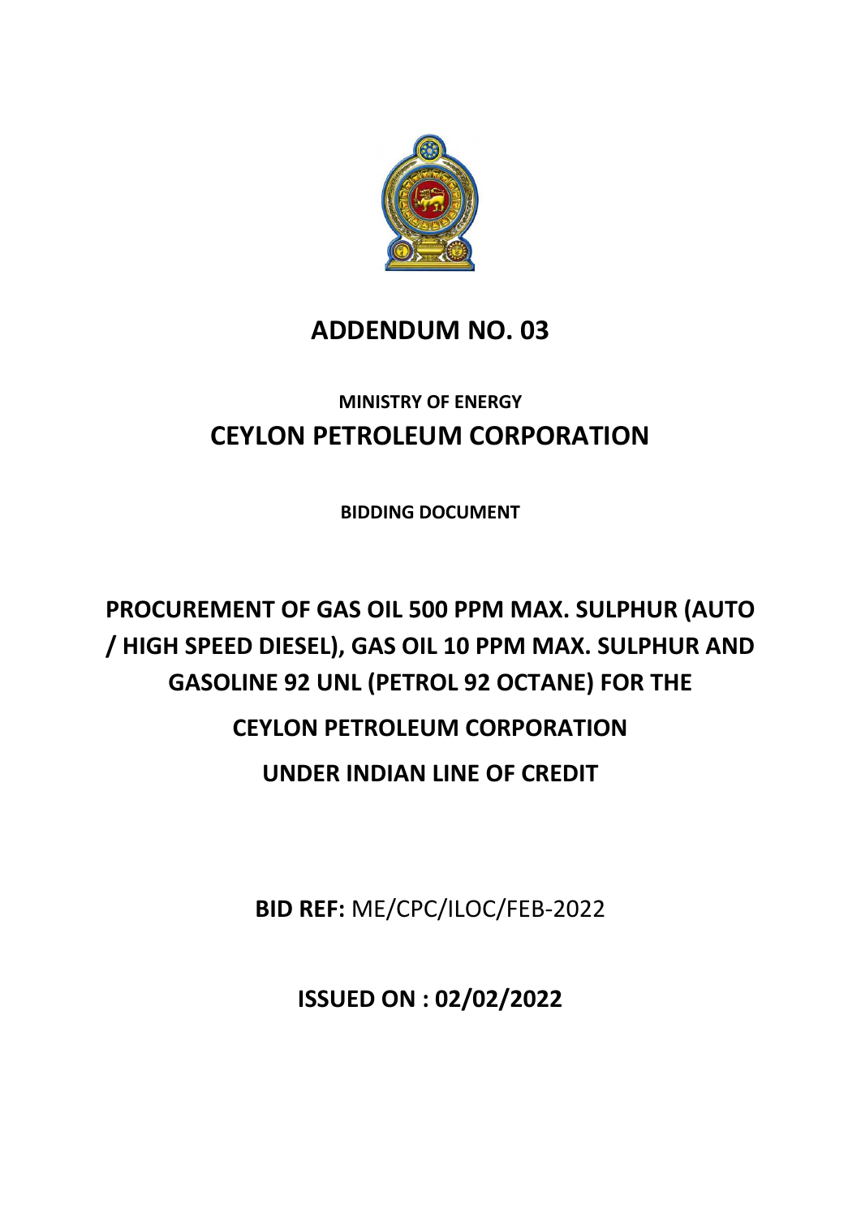# ADDENDUM NO. 03

**MINISTRY OF ENERGY**

## CEYLON PETROLEUM CORPORATION

**BIDDING DOCUMENT**

# PROCUREMENT OF GAS OIL 500 PPM MAX. SULPHUR (AUTO / HIGH SPEED DIESEL), GAS OIL 10 PPM MAX. SULPHUR AND GASOLINE 92 UNL (PETROL 92 OCTANE) FOR THE CEYLON PETROLEUM CORPORATION UNDER INDIAN LINE OF CREDIT

**BID REF:** ME/CPC/ILOC/FEB-2022

**ISSUED ON : 02/02/2022**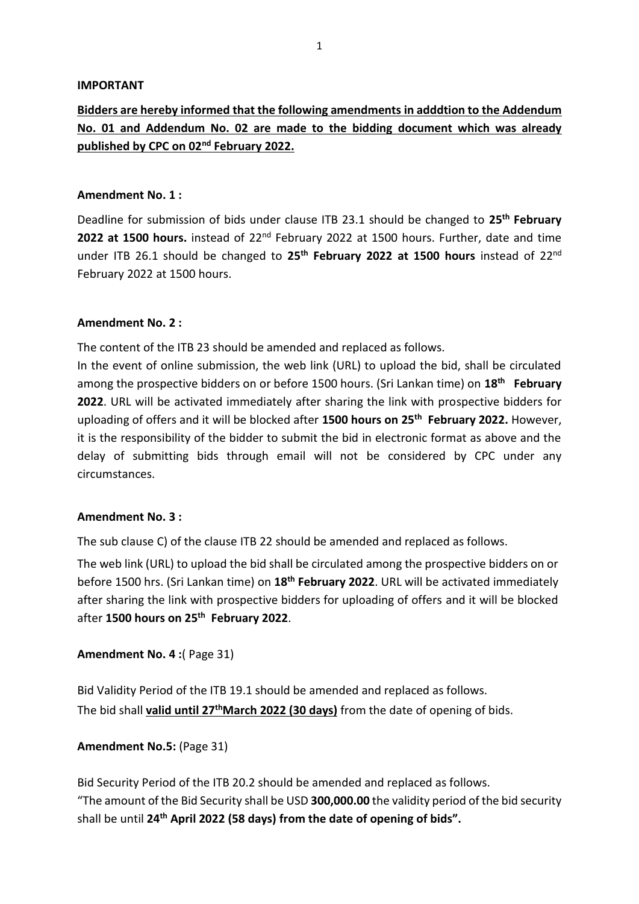**IMPORTANT**

**Bidders are hereby informed that the following amendments in adddtion to the Addendum No. 01 and Addendum No. 02 are made to the bidding document which was already published by CPC on 02nd February 2022.**

**Amendment No. 1 :**

Deadline for submission of bids under clause ITB 23.1 should be changed to **25th February 2022 at 1500 hours.** instead of 22nd February 2022 at 1500 hours. Further, date and time under ITB 26.1 should be changed to **25th February 2022 at 1500 hours** instead of 22nd February 2022 at 1500 hours.

**Amendment No. 2 :**

The content of the ITB 23 should be amended and replaced as follows.

In the event of online submission, the web link (URL) to upload the bid, shall be circulated among the prospective bidders on or before 1500 hours. (Sri Lankan time) on **18th February 2022**. URL will be activated immediately after sharing the link with prospective bidders for uploading of offers and it will be blocked after **1500 hours on 25th February 2022.** However, it is the responsibility of the bidder to submit the bid in electronic format as above and the delay of submitting bids through email will not be considered by CPC under any circumstances.

**Amendment No. 3 :**

The sub clause C) of the clause ITB 22 should be amended and replaced as follows.

The web link (URL) to upload the bid shall be circulated among the prospective bidders on or before 1500 hrs. (Sri Lankan time) on **18th February 2022**. URL will be activated immediately after sharing the link with prospective bidders for uploading of offers and it will be blocked after **1500 hours on 25th February 2022**.

**Amendment No. 4 :**( Page 31)

Bid Validity Period of the ITB 19.1 should be amended and replaced as follows.

The bid shall **valid until 27thMarch 2022 (30 days)** from the date of opening of bids.

**Amendment No.5:** (Page 31)

Bid Security Period of the ITB 20.2 should be amended and replaced as follows.

"The amount of the Bid Security shall be USD **300,000.00** the validity period of the bid security shall be until **24th April 2022 (58 days) from the date of opening of bids".**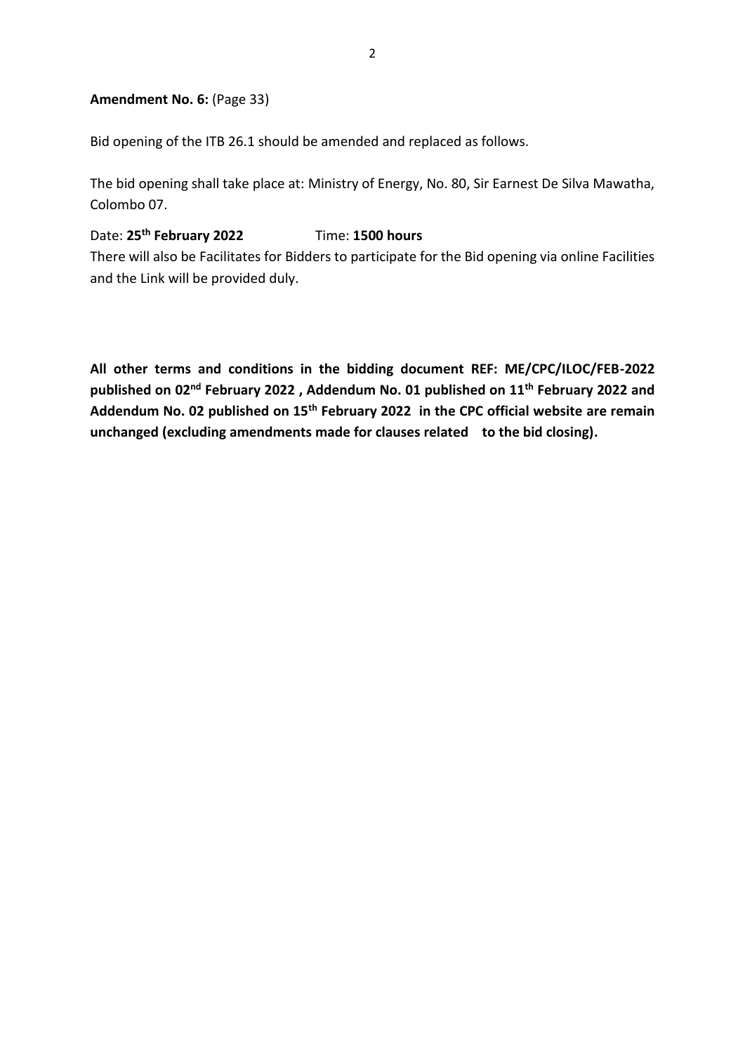**Amendment No. 6:** (Page 33)

Bid opening of the ITB 26.1 should be amended and replaced as follows.

The bid opening shall take place at: Ministry of Energy, No. 80, Sir Earnest De Silva Mawatha, Colombo 07.

Date: **25th February 2022** Time: **1500 hours**

There will also be Facilitates for Bidders to participate for the Bid opening via online Facilities and the Link will be provided duly.

**All other terms and conditions in the bidding document REF: ME/CPC/ILOC/FEB-2022 published on 02nd February 2022 , Addendum No. 01 published on 11th February 2022 and Addendum No. 02 published on 15th February 2022 in the CPC official website are remain unchanged (excluding amendments made for clauses related to the bid closing).**